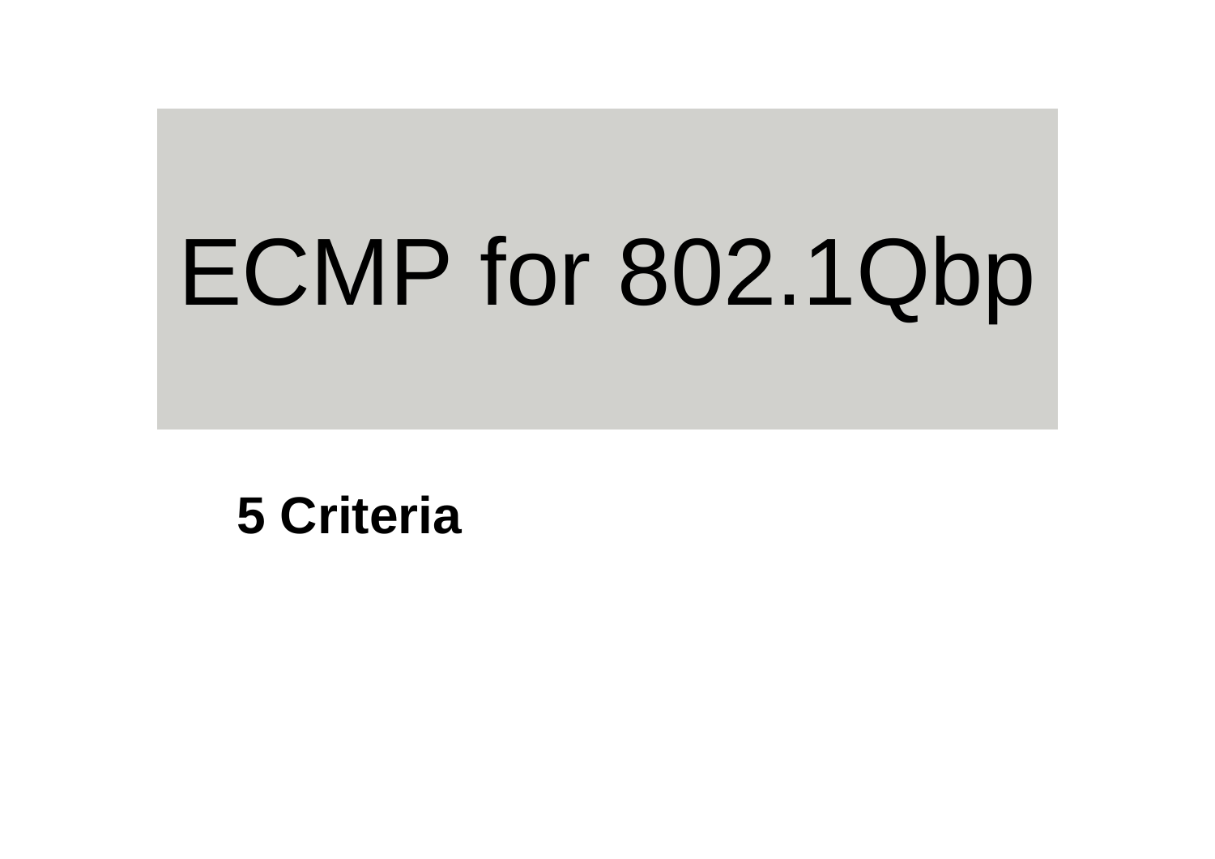# ECMP for 802.1Qbp

**5 Criteria**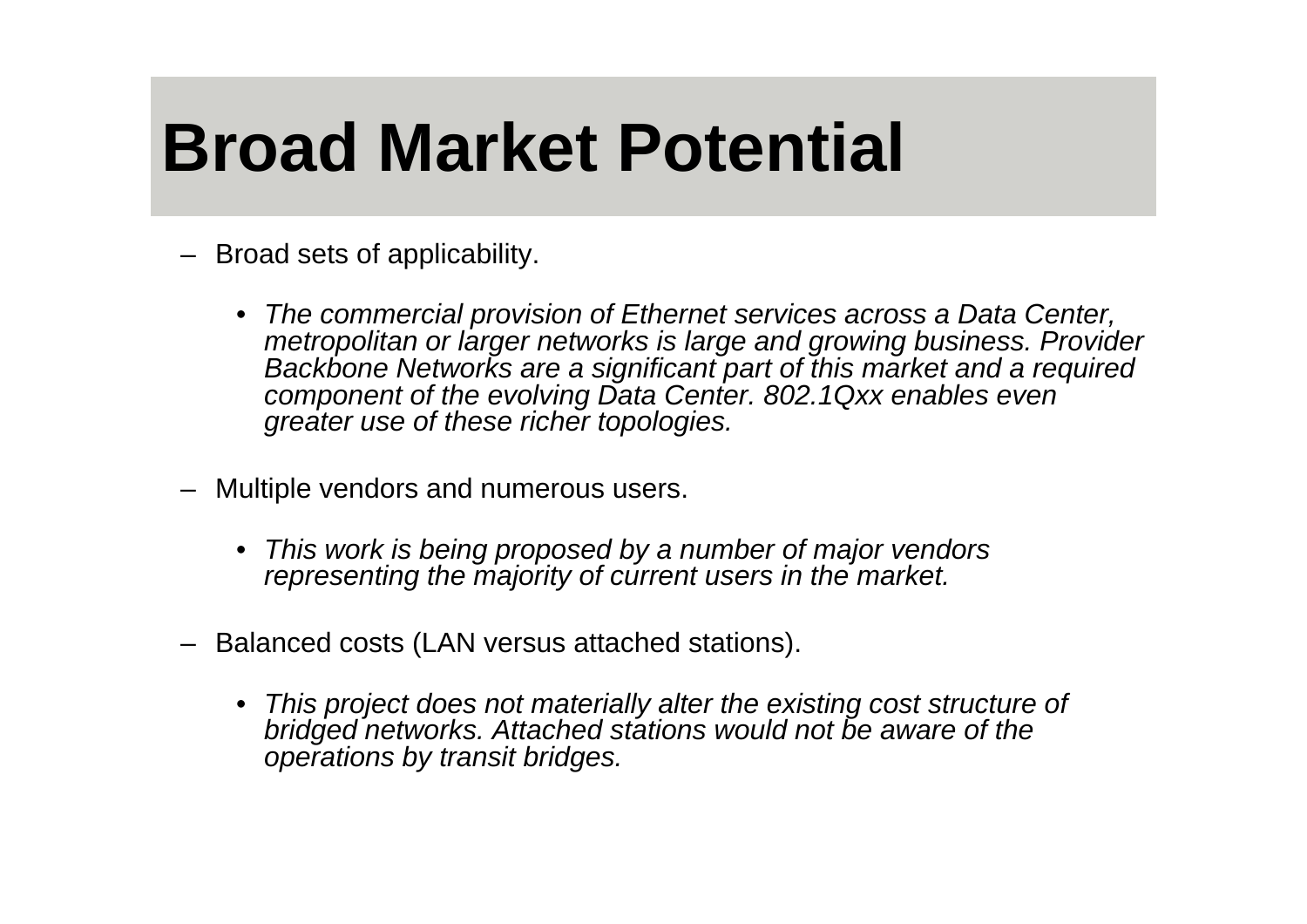# Broad Market Potential

- Broad sets of applicability.
  - *The commercial provision of Ethernet services across a Data Center, metropolitan or larger networks is large and growing business. Provider Backbone Networks are a significant part of this market and a required component of the evolving Data Center. 802.1Qxx enables even greater use of these richer topologies.*
- Multiple vendors and numerous users.
  - *This work is being proposed by a number of major vendors representing the majority of current users in the market.*
- Balanced costs (LAN versus attached stations).
  - *This project does not materially alter the existing cost structure of bridged networks. Attached stations would not be aware of the operations by transit bridges.*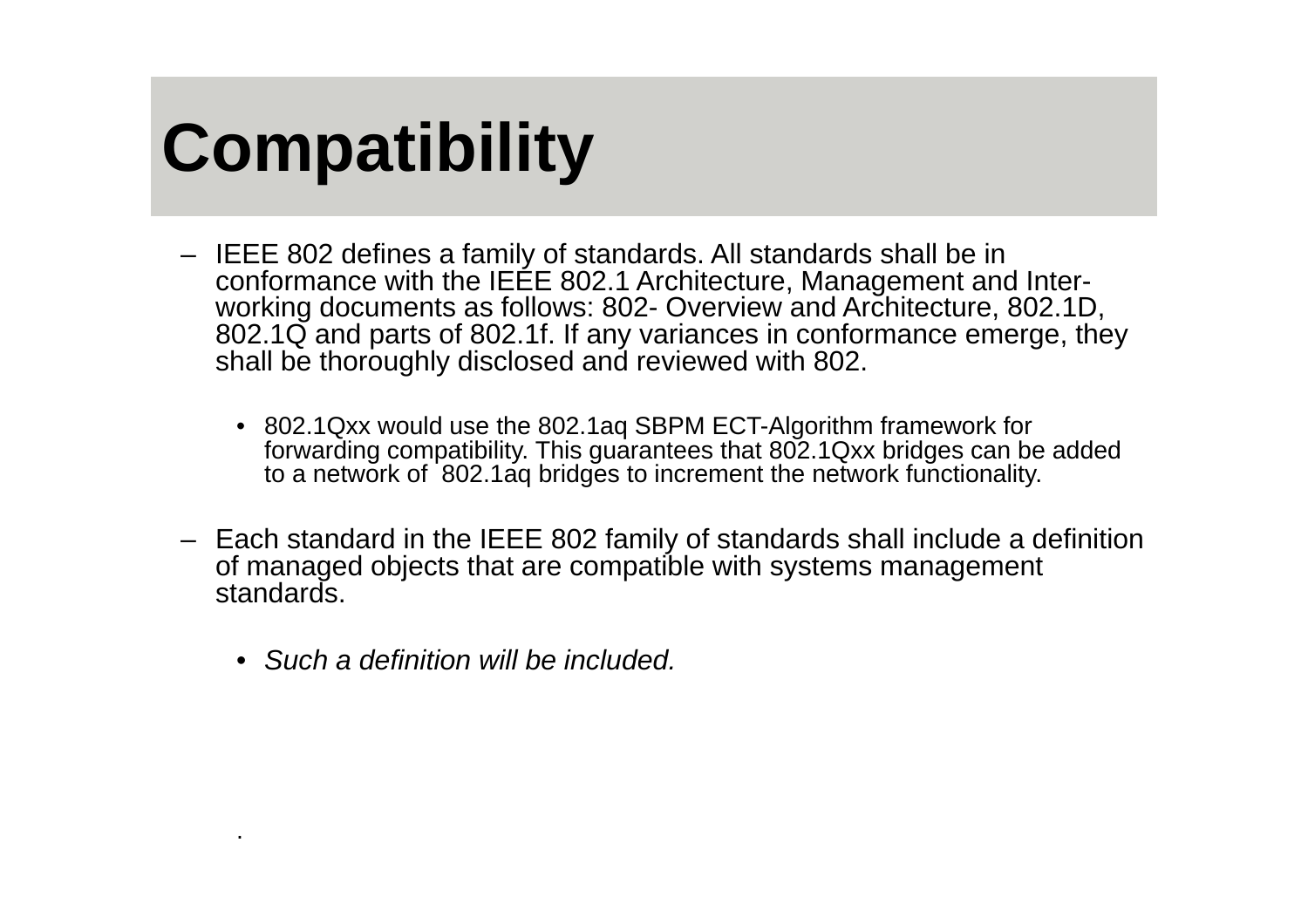# Compatibility

- IEEE 802 defines a family of standards. All standards shall be in conformance with the IEEE 802.1 Architecture, Management and Inter-working documents as follows: 802- Overview and Architecture, 802.1D, 802.1Q and parts of 802.1f. If any variances in conformance emerge, they shall be thoroughly disclosed and reviewed with 802.

  - 802.1Qxx would use the 802.1aq SBPM ECT-Algorithm framework for forwarding compatibility. This guarantees that 802.1Qxx bridges can be added to a network of 802.1aq bridges to increment the network functionality.

- Each standard in the IEEE 802 family of standards shall include a definition of managed objects that are compatible with systems management standards.

  - *Such a definition will be included.*

.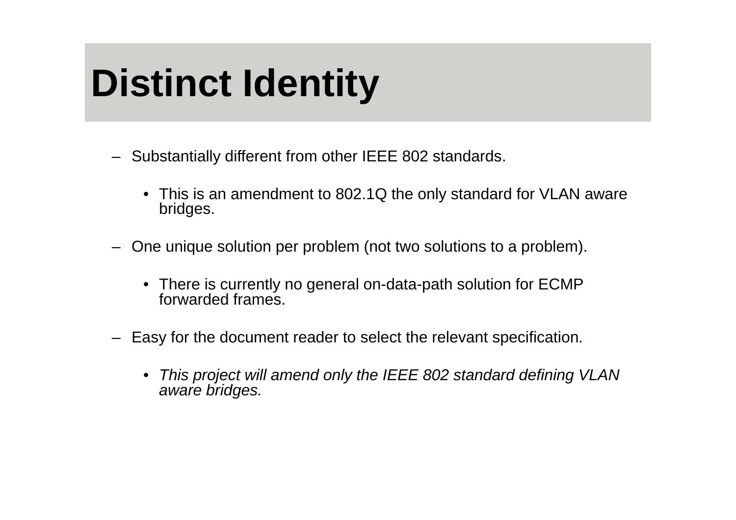# Distinct Identity

- Substantially different from other IEEE 802 standards.
  - This is an amendment to 802.1Q the only standard for VLAN aware bridges.
- One unique solution per problem (not two solutions to a problem).
  - There is currently no general on-data-path solution for ECMP forwarded frames.
- Easy for the document reader to select the relevant specification.
  - *This project will amend only the IEEE 802 standard defining VLAN aware bridges.*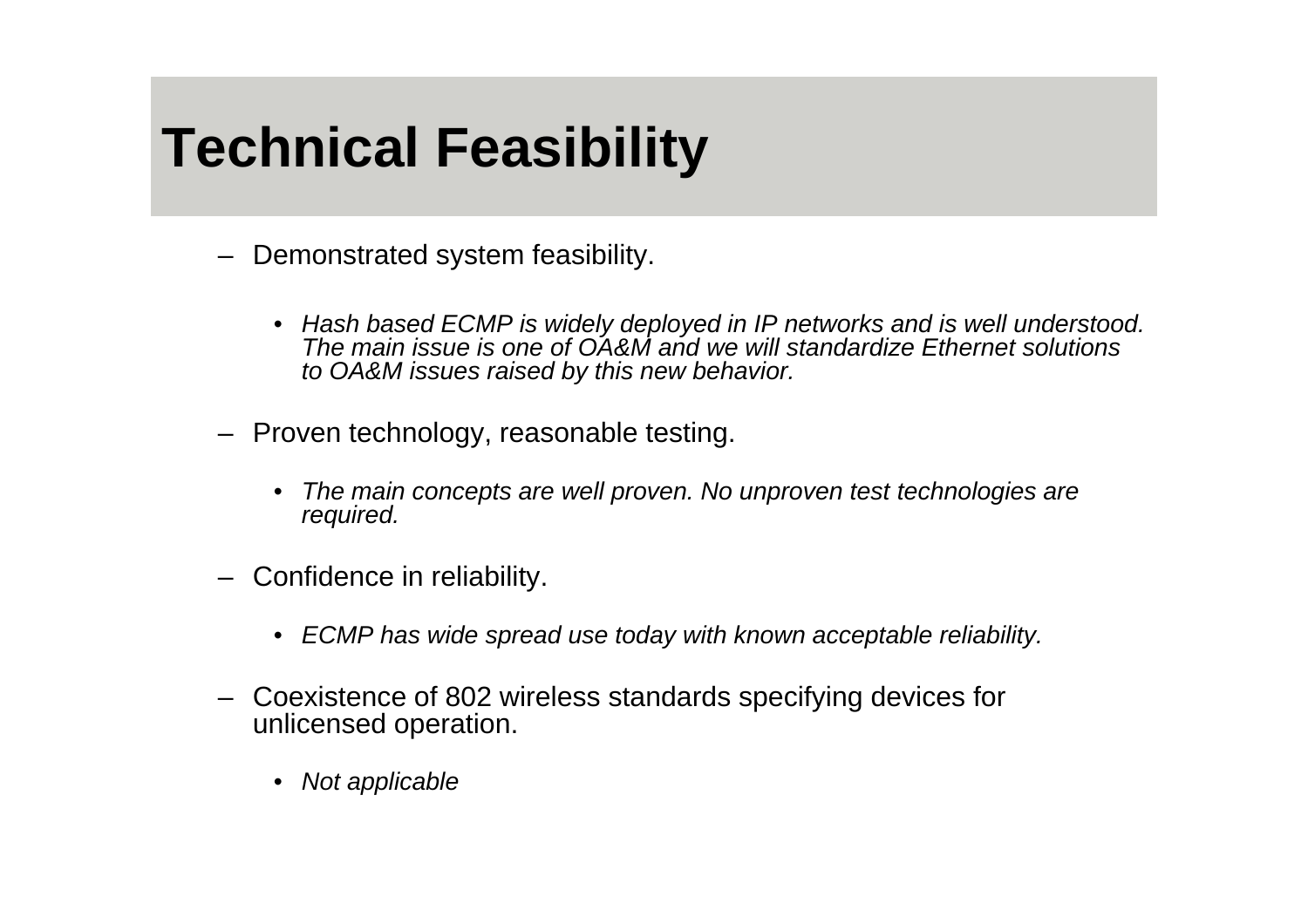# Technical Feasibility

- Demonstrated system feasibility.
  - *Hash based ECMP is widely deployed in IP networks and is well understood. The main issue is one of OA&M and we will standardize Ethernet solutions to OA&M issues raised by this new behavior.*
- Proven technology, reasonable testing.
  - *The main concepts are well proven. No unproven test technologies are required.*
- Confidence in reliability.
  - *ECMP has wide spread use today with known acceptable reliability.*
- Coexistence of 802 wireless standards specifying devices for unlicensed operation.
  - *Not applicable*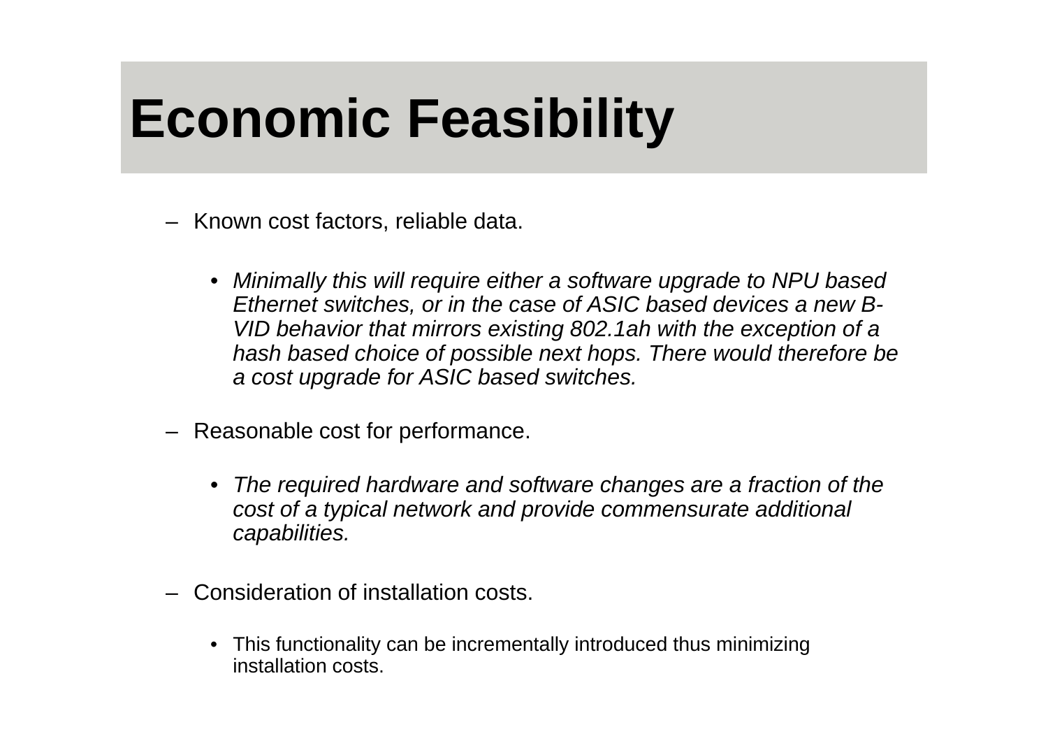# Economic Feasibility

- Known cost factors, reliable data.
  - *Minimally this will require either a software upgrade to NPU based Ethernet switches, or in the case of ASIC based devices a new B-VID behavior that mirrors existing 802.1ah with the exception of a hash based choice of possible next hops. There would therefore be a cost upgrade for ASIC based switches.*
- Reasonable cost for performance.
  - *The required hardware and software changes are a fraction of the cost of a typical network and provide commensurate additional capabilities.*
- Consideration of installation costs.
  - This functionality can be incrementally introduced thus minimizing installation costs.